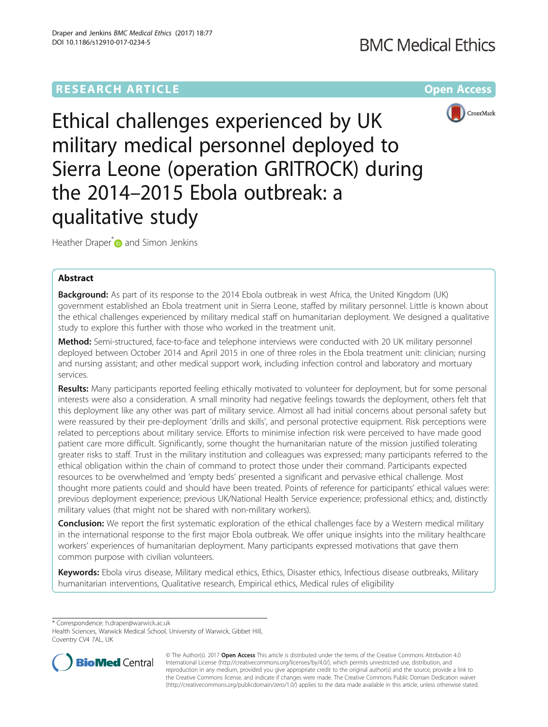RESEARCH ARTICLE

Open Access

# Ethical challenges experienced by UK military medical personnel deployed to Sierra Leone (operation GRITROCK) during the 2014–2015 Ebola outbreak: a qualitative study

Heather Draper* and Simon Jenkins

## Abstract

**Background:** As part of its response to the 2014 Ebola outbreak in west Africa, the United Kingdom (UK) government established an Ebola treatment unit in Sierra Leone, staffed by military personnel. Little is known about the ethical challenges experienced by military medical staff on humanitarian deployment. We designed a qualitative study to explore this further with those who worked in the treatment unit.

**Method:** Semi-structured, face-to-face and telephone interviews were conducted with 20 UK military personnel deployed between October 2014 and April 2015 in one of three roles in the Ebola treatment unit: clinician; nursing and nursing assistant; and other medical support work, including infection control and laboratory and mortuary services.

**Results:** Many participants reported feeling ethically motivated to volunteer for deployment, but for some personal interests were also a consideration. A small minority had negative feelings towards the deployment, others felt that this deployment like any other was part of military service. Almost all had initial concerns about personal safety but were reassured by their pre-deployment 'drills and skills', and personal protective equipment. Risk perceptions were related to perceptions about military service. Efforts to minimise infection risk were perceived to have made good patient care more difficult. Significantly, some thought the humanitarian nature of the mission justified tolerating greater risks to staff. Trust in the military institution and colleagues was expressed; many participants referred to the ethical obligation within the chain of command to protect those under their command. Participants expected resources to be overwhelmed and 'empty beds' presented a significant and pervasive ethical challenge. Most thought more patients could and should have been treated. Points of reference for participants' ethical values were: previous deployment experience; previous UK/National Health Service experience; professional ethics; and, distinctly military values (that might not be shared with non-military workers).

**Conclusion:** We report the first systematic exploration of the ethical challenges face by a Western medical military in the international response to the first major Ebola outbreak. We offer unique insights into the military healthcare workers' experiences of humanitarian deployment. Many participants expressed motivations that gave them common purpose with civilian volunteers.

**Keywords:** Ebola virus disease, Military medical ethics, Ethics, Disaster ethics, Infectious disease outbreaks, Military humanitarian interventions, Qualitative research, Empirical ethics, Medical rules of eligibility

\* Correspondence: h.draper@warwick.ac.uk
Health Sciences, Warwick Medical School, University of Warwick, Gibbet Hill, Coventry CV4 7AL, UK

© The Author(s). 2017 **Open Access** This article is distributed under the terms of the Creative Commons Attribution 4.0 International License (http://creativecommons.org/licenses/by/4.0/), which permits unrestricted use, distribution, and reproduction in any medium, provided you give appropriate credit to the original author(s) and the source, provide a link to the Creative Commons license, and indicate if changes were made. The Creative Commons Public Domain Dedication waiver (http://creativecommons.org/publicdomain/zero/1.0/) applies to the data made available in this article, unless otherwise stated.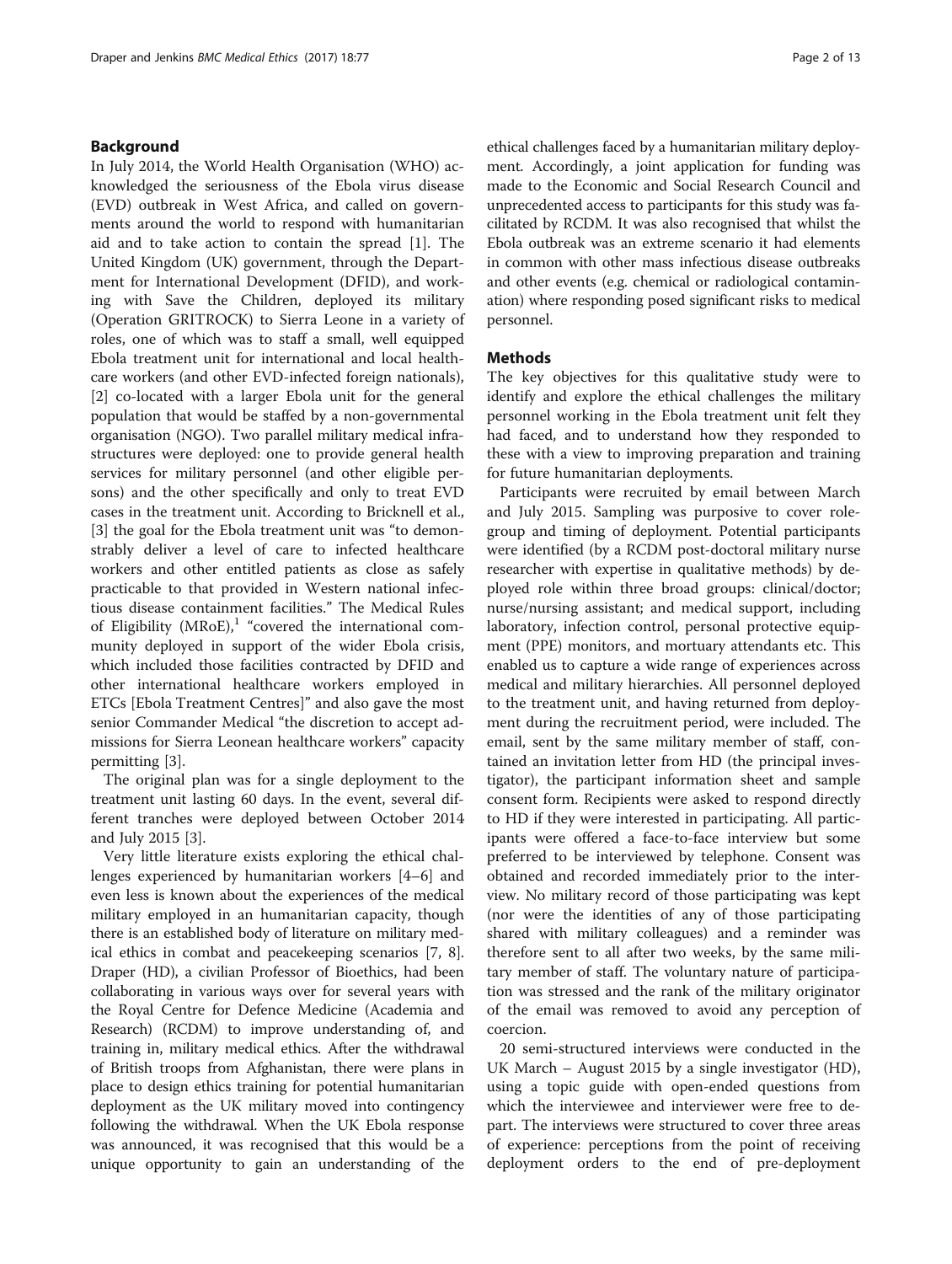## Background

In July 2014, the World Health Organisation (WHO) acknowledged the seriousness of the Ebola virus disease (EVD) outbreak in West Africa, and called on governments around the world to respond with humanitarian aid and to take action to contain the spread [1]. The United Kingdom (UK) government, through the Department for International Development (DFID), and working with Save the Children, deployed its military (Operation GRITROCK) to Sierra Leone in a variety of roles, one of which was to staff a small, well equipped Ebola treatment unit for international and local healthcare workers (and other EVD-infected foreign nationals), [2] co-located with a larger Ebola unit for the general population that would be staffed by a non-governmental organisation (NGO). Two parallel military medical infrastructures were deployed: one to provide general health services for military personnel (and other eligible persons) and the other specifically and only to treat EVD cases in the treatment unit. According to Bricknell et al., [3] the goal for the Ebola treatment unit was "to demonstrably deliver a level of care to infected healthcare workers and other entitled patients as close as safely practicable to that provided in Western national infectious disease containment facilities." The Medical Rules of Eligibility (MRoE),[1] "covered the international community deployed in support of the wider Ebola crisis, which included those facilities contracted by DFID and other international healthcare workers employed in ETCs [Ebola Treatment Centres]" and also gave the most senior Commander Medical "the discretion to accept admissions for Sierra Leonean healthcare workers" capacity permitting [3].

The original plan was for a single deployment to the treatment unit lasting 60 days. In the event, several different tranches were deployed between October 2014 and July 2015 [3].

Very little literature exists exploring the ethical challenges experienced by humanitarian workers [4–6] and even less is known about the experiences of the medical military employed in an humanitarian capacity, though there is an established body of literature on military medical ethics in combat and peacekeeping scenarios [7, 8]. Draper (HD), a civilian Professor of Bioethics, had been collaborating in various ways over for several years with the Royal Centre for Defence Medicine (Academia and Research) (RCDM) to improve understanding of, and training in, military medical ethics. After the withdrawal of British troops from Afghanistan, there were plans in place to design ethics training for potential humanitarian deployment as the UK military moved into contingency following the withdrawal. When the UK Ebola response was announced, it was recognised that this would be a unique opportunity to gain an understanding of the ethical challenges faced by a humanitarian military deployment. Accordingly, a joint application for funding was made to the Economic and Social Research Council and unprecedented access to participants for this study was facilitated by RCDM. It was also recognised that whilst the Ebola outbreak was an extreme scenario it had elements in common with other mass infectious disease outbreaks and other events (e.g. chemical or radiological contamination) where responding posed significant risks to medical personnel.

## Methods

The key objectives for this qualitative study were to identify and explore the ethical challenges the military personnel working in the Ebola treatment unit felt they had faced, and to understand how they responded to these with a view to improving preparation and training for future humanitarian deployments.

Participants were recruited by email between March and July 2015. Sampling was purposive to cover role-group and timing of deployment. Potential participants were identified (by a RCDM post-doctoral military nurse researcher with expertise in qualitative methods) by deployed role within three broad groups: clinical/doctor; nurse/nursing assistant; and medical support, including laboratory, infection control, personal protective equipment (PPE) monitors, and mortuary attendants etc. This enabled us to capture a wide range of experiences across medical and military hierarchies. All personnel deployed to the treatment unit, and having returned from deployment during the recruitment period, were included. The email, sent by the same military member of staff, contained an invitation letter from HD (the principal investigator), the participant information sheet and sample consent form. Recipients were asked to respond directly to HD if they were interested in participating. All participants were offered a face-to-face interview but some preferred to be interviewed by telephone. Consent was obtained and recorded immediately prior to the interview. No military record of those participating was kept (nor were the identities of any of those participating shared with military colleagues) and a reminder was therefore sent to all after two weeks, by the same military member of staff. The voluntary nature of participation was stressed and the rank of the military originator of the email was removed to avoid any perception of coercion.

20 semi-structured interviews were conducted in the UK March – August 2015 by a single investigator (HD), using a topic guide with open-ended questions from which the interviewee and interviewer were free to depart. The interviews were structured to cover three areas of experience: perceptions from the point of receiving deployment orders to the end of pre-deployment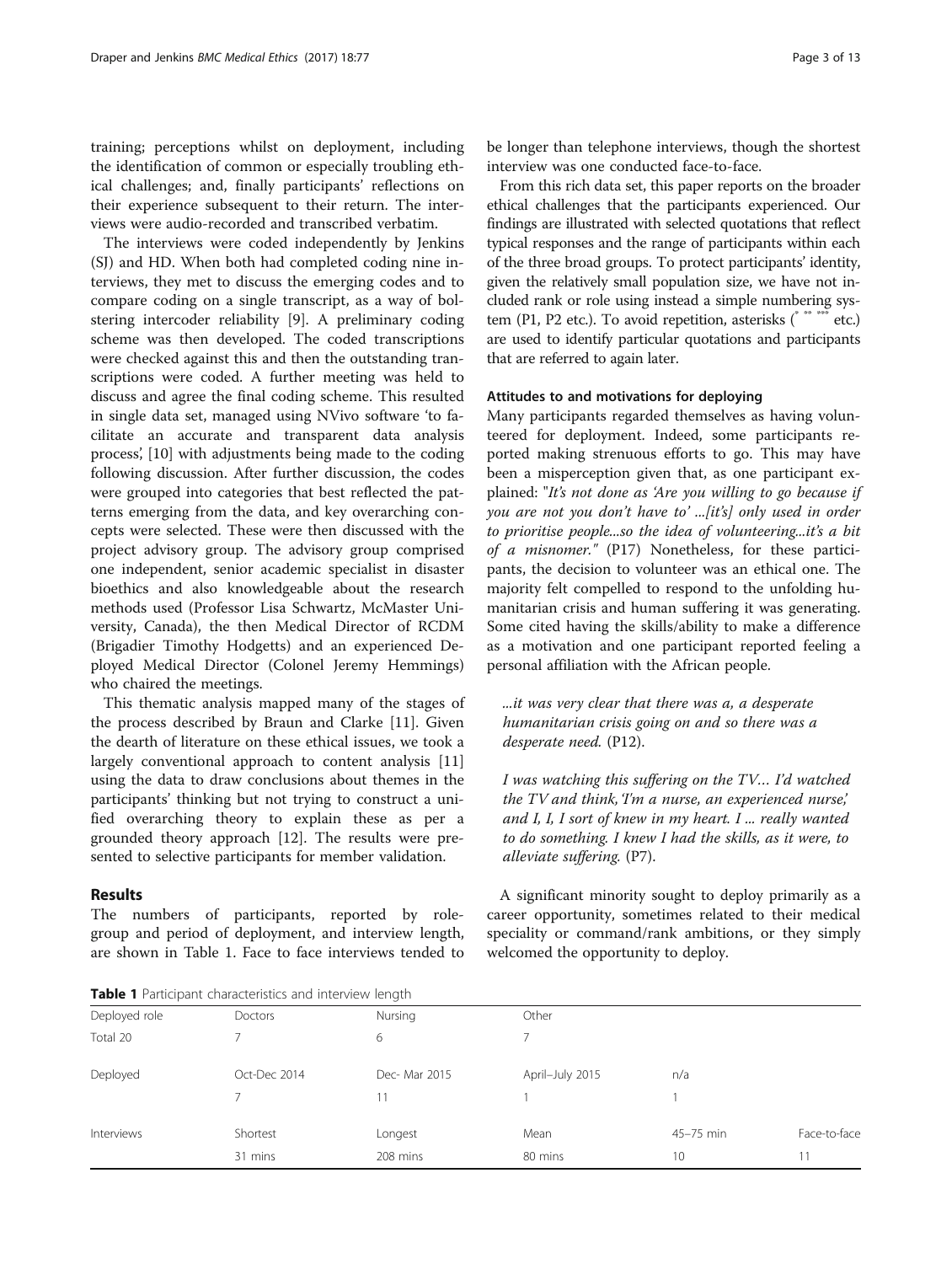training; perceptions whilst on deployment, including the identification of common or especially troubling ethical challenges; and, finally participants' reflections on their experience subsequent to their return. The interviews were audio-recorded and transcribed verbatim.

The interviews were coded independently by Jenkins (SJ) and HD. When both had completed coding nine interviews, they met to discuss the emerging codes and to compare coding on a single transcript, as a way of bolstering intercoder reliability [9]. A preliminary coding scheme was then developed. The coded transcriptions were checked against this and then the outstanding transcriptions were coded. A further meeting was held to discuss and agree the final coding scheme. This resulted in single data set, managed using NVivo software 'to facilitate an accurate and transparent data analysis process', [10] with adjustments being made to the coding following discussion. After further discussion, the codes were grouped into categories that best reflected the patterns emerging from the data, and key overarching concepts were selected. These were then discussed with the project advisory group. The advisory group comprised one independent, senior academic specialist in disaster bioethics and also knowledgeable about the research methods used (Professor Lisa Schwartz, McMaster University, Canada), the then Medical Director of RCDM (Brigadier Timothy Hodgetts) and an experienced Deployed Medical Director (Colonel Jeremy Hemmings) who chaired the meetings.

This thematic analysis mapped many of the stages of the process described by Braun and Clarke [11]. Given the dearth of literature on these ethical issues, we took a largely conventional approach to content analysis [11] using the data to draw conclusions about themes in the participants' thinking but not trying to construct a unified overarching theory to explain these as per a grounded theory approach [12]. The results were presented to selective participants for member validation.

## Results

The numbers of participants, reported by role-group and period of deployment, and interview length, are shown in Table 1. Face to face interviews tended to be longer than telephone interviews, though the shortest interview was one conducted face-to-face.

From this rich data set, this paper reports on the broader ethical challenges that the participants experienced. Our findings are illustrated with selected quotations that reflect typical responses and the range of participants within each of the three broad groups. To protect participants' identity, given the relatively small population size, we have not included rank or role using instead a simple numbering system (P1, P2 etc.). To avoid repetition, asterisks (* ** *** etc.) are used to identify particular quotations and participants that are referred to again later.

### Attitudes to and motivations for deploying

Many participants regarded themselves as having volunteered for deployment. Indeed, some participants reported making strenuous efforts to go. This may have been a misperception given that, as one participant explained: "*It's not done as 'Are you willing to go because if you are not you don't have to' ...[it's] only used in order to prioritise people...so the idea of volunteering...it's a bit of a misnomer.*" (P17) Nonetheless, for these participants, the decision to volunteer was an ethical one. The majority felt compelled to respond to the unfolding humanitarian crisis and human suffering it was generating. Some cited having the skills/ability to make a difference as a motivation and one participant reported feeling a personal affiliation with the African people.

> *...it was very clear that there was a, a desperate humanitarian crisis going on and so there was a desperate need.* (P12).

> *I was watching this suffering on the TV… I'd watched the TV and think, 'I'm a nurse, an experienced nurse,' and I, I, I sort of knew in my heart. I ... really wanted to do something. I knew I had the skills, as it were, to alleviate suffering.* (P7).

A significant minority sought to deploy primarily as a career opportunity, sometimes related to their medical speciality or command/rank ambitions, or they simply welcomed the opportunity to deploy.

**Table 1** Participant characteristics and interview length

| Deployed role | Doctors | Nursing | Other | | |
|---|---|---|---|---|---|
| Total 20 | 7 | 6 | 7 | | |
| Deployed | Oct-Dec 2014 | Dec- Mar 2015 | April–July 2015 | n/a | |
| | 7 | 11 | 1 | 1 | |
| Interviews | Shortest | Longest | Mean | 45–75 min | Face-to-face |
| | 31 mins | 208 mins | 80 mins | 10 | 11 |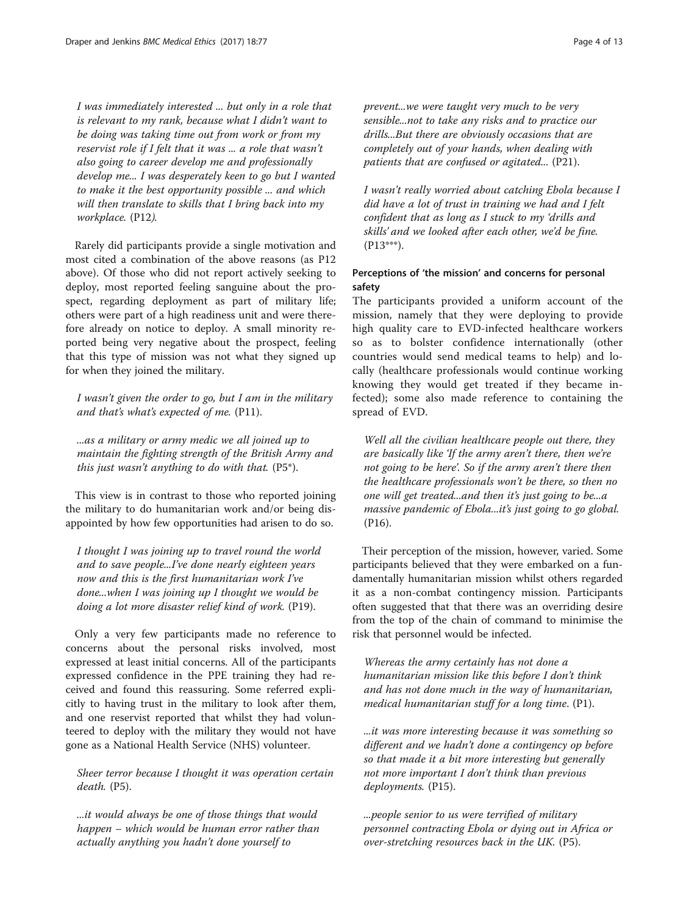*I was immediately interested ... but only in a role that is relevant to my rank, because what I didn't want to be doing was taking time out from work or from my reservist role if I felt that it was ... a role that wasn't also going to career develop me and professionally develop me... I was desperately keen to go but I wanted to make it the best opportunity possible ... and which will then translate to skills that I bring back into my workplace.* (P12).

Rarely did participants provide a single motivation and most cited a combination of the above reasons (as P12 above). Of those who did not report actively seeking to deploy, most reported feeling sanguine about the prospect, regarding deployment as part of military life; others were part of a high readiness unit and were therefore already on notice to deploy. A small minority reported being very negative about the prospect, feeling that this type of mission was not what they signed up for when they joined the military.

*I wasn't given the order to go, but I am in the military and that's what's expected of me.* (P11).

*...as a military or army medic we all joined up to maintain the fighting strength of the British Army and this just wasn't anything to do with that.* (P5*).

This view is in contrast to those who reported joining the military to do humanitarian work and/or being disappointed by how few opportunities had arisen to do so.

*I thought I was joining up to travel round the world and to save people...I've done nearly eighteen years now and this is the first humanitarian work I've done...when I was joining up I thought we would be doing a lot more disaster relief kind of work.* (P19).

Only a very few participants made no reference to concerns about the personal risks involved, most expressed at least initial concerns. All of the participants expressed confidence in the PPE training they had received and found this reassuring. Some referred explicitly to having trust in the military to look after them, and one reservist reported that whilst they had volunteered to deploy with the military they would not have gone as a National Health Service (NHS) volunteer.

*Sheer terror because I thought it was operation certain death.* (P5).

*...it would always be one of those things that would happen – which would be human error rather than actually anything you hadn't done yourself to prevent...we were taught very much to be very sensible...not to take any risks and to practice our drills...But there are obviously occasions that are completely out of your hands, when dealing with patients that are confused or agitated...* (P21).

*I wasn't really worried about catching Ebola because I did have a lot of trust in training we had and I felt confident that as long as I stuck to my 'drills and skills' and we looked after each other, we'd be fine.* (P13***).

### Perceptions of 'the mission' and concerns for personal safety

The participants provided a uniform account of the mission, namely that they were deploying to provide high quality care to EVD-infected healthcare workers so as to bolster confidence internationally (other countries would send medical teams to help) and locally (healthcare professionals would continue working knowing they would get treated if they became infected); some also made reference to containing the spread of EVD.

*Well all the civilian healthcare people out there, they are basically like 'If the army aren't there, then we're not going to be here'. So if the army aren't there then the healthcare professionals won't be there, so then no one will get treated...and then it's just going to be...a massive pandemic of Ebola...it's just going to go global.* (P16).

Their perception of the mission, however, varied. Some participants believed that they were embarked on a fundamentally humanitarian mission whilst others regarded it as a non-combat contingency mission. Participants often suggested that that there was an overriding desire from the top of the chain of command to minimise the risk that personnel would be infected.

*Whereas the army certainly has not done a humanitarian mission like this before I don't think and has not done much in the way of humanitarian, medical humanitarian stuff for a long time.* (P1).

*...it was more interesting because it was something so different and we hadn't done a contingency op before so that made it a bit more interesting but generally not more important I don't think than previous deployments.* (P15).

*...people senior to us were terrified of military personnel contracting Ebola or dying out in Africa or over-stretching resources back in the UK.* (P5).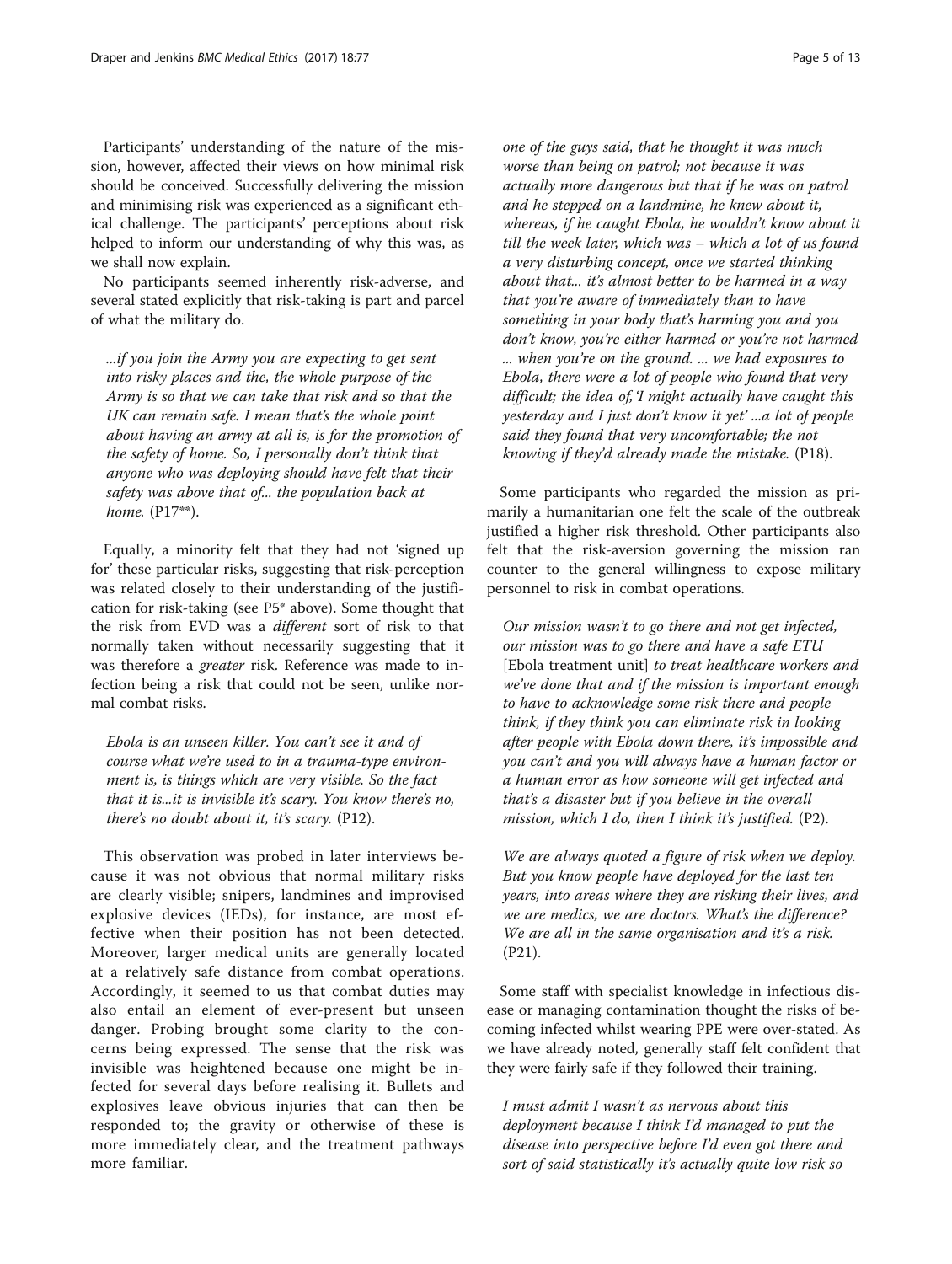Participants' understanding of the nature of the mission, however, affected their views on how minimal risk should be conceived. Successfully delivering the mission and minimising risk was experienced as a significant ethical challenge. The participants' perceptions about risk helped to inform our understanding of why this was, as we shall now explain.

No participants seemed inherently risk-adverse, and several stated explicitly that risk-taking is part and parcel of what the military do.

> *...if you join the Army you are expecting to get sent into risky places and the, the whole purpose of the Army is so that we can take that risk and so that the UK can remain safe. I mean that's the whole point about having an army at all is, is for the promotion of the safety of home. So, I personally don't think that anyone who was deploying should have felt that their safety was above that of... the population back at home.* (P17**).

Equally, a minority felt that they had not 'signed up for' these particular risks, suggesting that risk-perception was related closely to their understanding of the justification for risk-taking (see P5* above). Some thought that the risk from EVD was a *different* sort of risk to that normally taken without necessarily suggesting that it was therefore a *greater* risk. Reference was made to infection being a risk that could not be seen, unlike normal combat risks.

> *Ebola is an unseen killer. You can't see it and of course what we're used to in a trauma-type environment is, is things which are very visible. So the fact that it is...it is invisible it's scary. You know there's no, there's no doubt about it, it's scary.* (P12).

This observation was probed in later interviews because it was not obvious that normal military risks are clearly visible; snipers, landmines and improvised explosive devices (IEDs), for instance, are most effective when their position has not been detected. Moreover, larger medical units are generally located at a relatively safe distance from combat operations. Accordingly, it seemed to us that combat duties may also entail an element of ever-present but unseen danger. Probing brought some clarity to the concerns being expressed. The sense that the risk was invisible was heightened because one might be infected for several days before realising it. Bullets and explosives leave obvious injuries that can then be responded to; the gravity or otherwise of these is more immediately clear, and the treatment pathways more familiar.

> *one of the guys said, that he thought it was much worse than being on patrol; not because it was actually more dangerous but that if he was on patrol and he stepped on a landmine, he knew about it, whereas, if he caught Ebola, he wouldn't know about it till the week later, which was – which a lot of us found a very disturbing concept, once we started thinking about that... it's almost better to be harmed in a way that you're aware of immediately than to have something in your body that's harming you and you don't know, you're either harmed or you're not harmed ... when you're on the ground. ... we had exposures to Ebola, there were a lot of people who found that very difficult; the idea of, 'I might actually have caught this yesterday and I just don't know it yet' ...a lot of people said they found that very uncomfortable; the not knowing if they'd already made the mistake.* (P18).

Some participants who regarded the mission as primarily a humanitarian one felt the scale of the outbreak justified a higher risk threshold. Other participants also felt that the risk-aversion governing the mission ran counter to the general willingness to expose military personnel to risk in combat operations.

> *Our mission wasn't to go there and not get infected, our mission was to go there and have a safe ETU* [Ebola treatment unit] *to treat healthcare workers and we've done that and if the mission is important enough to have to acknowledge some risk there and people think, if they think you can eliminate risk in looking after people with Ebola down there, it's impossible and you can't and you will always have a human factor or a human error as how someone will get infected and that's a disaster but if you believe in the overall mission, which I do, then I think it's justified.* (P2).

> *We are always quoted a figure of risk when we deploy. But you know people have deployed for the last ten years, into areas where they are risking their lives, and we are medics, we are doctors. What's the difference? We are all in the same organisation and it's a risk.* (P21).

Some staff with specialist knowledge in infectious disease or managing contamination thought the risks of becoming infected whilst wearing PPE were over-stated. As we have already noted, generally staff felt confident that they were fairly safe if they followed their training.

> *I must admit I wasn't as nervous about this deployment because I think I'd managed to put the disease into perspective before I'd even got there and sort of said statistically it's actually quite low risk so*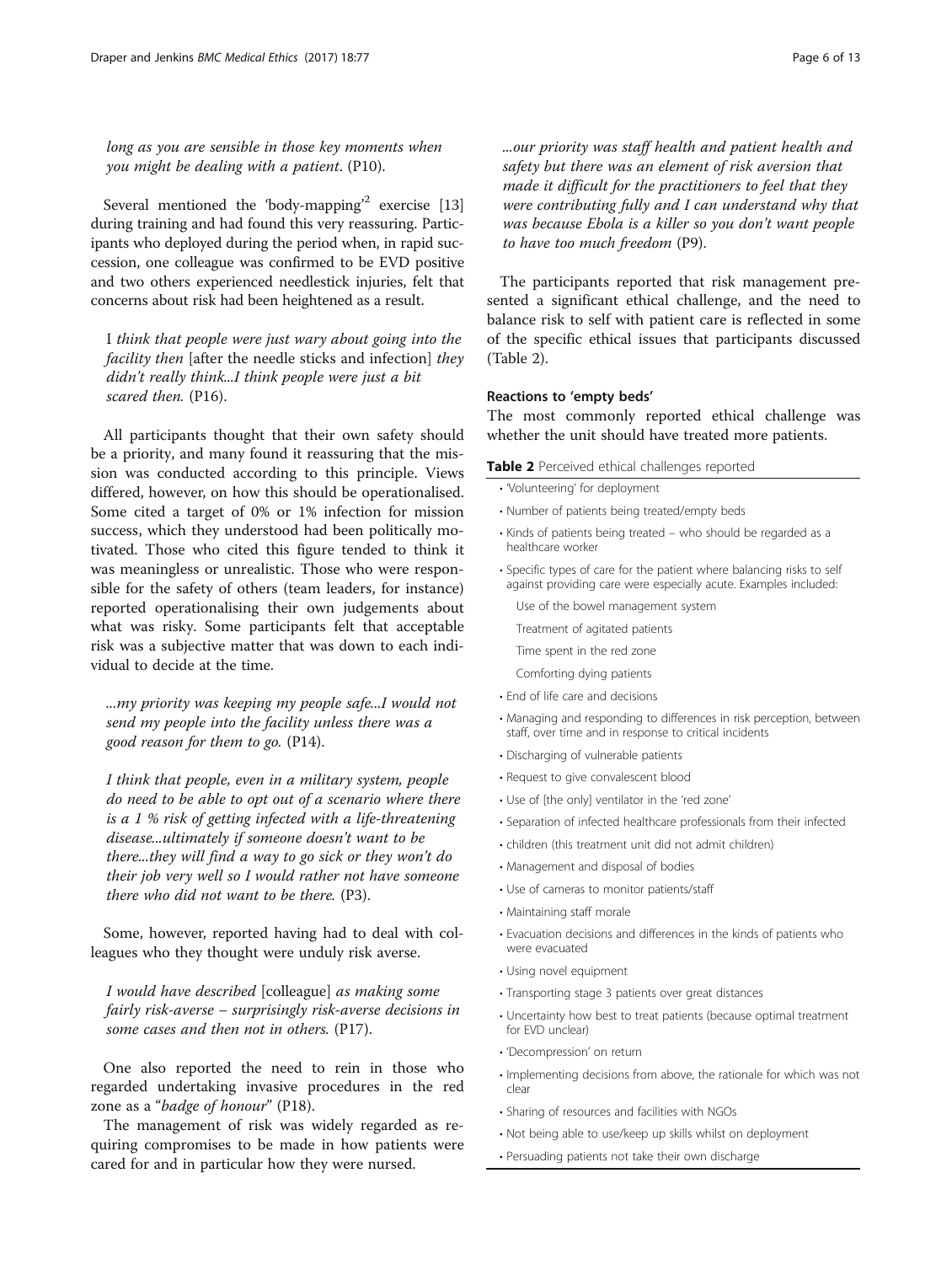*long as you are sensible in those key moments when you might be dealing with a patient*. (P10).

Several mentioned the 'body-mapping'[2] exercise [13] during training and had found this very reassuring. Participants who deployed during the period when, in rapid succession, one colleague was confirmed to be EVD positive and two others experienced needlestick injuries, felt that concerns about risk had been heightened as a result.

> I *think that people were just wary about going into the facility then* [after the needle sticks and infection] *they didn't really think...I think people were just a bit scared then.* (P16).

All participants thought that their own safety should be a priority, and many found it reassuring that the mission was conducted according to this principle. Views differed, however, on how this should be operationalised. Some cited a target of 0% or 1% infection for mission success, which they understood had been politically motivated. Those who cited this figure tended to think it was meaningless or unrealistic. Those who were responsible for the safety of others (team leaders, for instance) reported operationalising their own judgements about what was risky. Some participants felt that acceptable risk was a subjective matter that was down to each individual to decide at the time.

> *...my priority was keeping my people safe...I would not send my people into the facility unless there was a good reason for them to go.* (P14).

> *I think that people, even in a military system, people do need to be able to opt out of a scenario where there is a 1 % risk of getting infected with a life-threatening disease...ultimately if someone doesn't want to be there...they will find a way to go sick or they won't do their job very well so I would rather not have someone there who did not want to be there.* (P3).

Some, however, reported having had to deal with colleagues who they thought were unduly risk averse.

> *I would have described* [colleague] *as making some fairly risk-averse – surprisingly risk-averse decisions in some cases and then not in others.* (P17).

One also reported the need to rein in those who regarded undertaking invasive procedures in the red zone as a "*badge of honour*" (P18).

The management of risk was widely regarded as requiring compromises to be made in how patients were cared for and in particular how they were nursed.

> *...our priority was staff health and patient health and safety but there was an element of risk aversion that made it difficult for the practitioners to feel that they were contributing fully and I can understand why that was because Ebola is a killer so you don't want people to have too much freedom* (P9).

The participants reported that risk management presented a significant ethical challenge, and the need to balance risk to self with patient care is reflected in some of the specific ethical issues that participants discussed (Table 2).

### Reactions to 'empty beds'

The most commonly reported ethical challenge was whether the unit should have treated more patients.

**Table 2** Perceived ethical challenges reported

- 'Volunteering' for deployment
- Number of patients being treated/empty beds
- Kinds of patients being treated – who should be regarded as a healthcare worker
- Specific types of care for the patient where balancing risks to self against providing care were especially acute. Examples included:
  - Use of the bowel management system
  - Treatment of agitated patients
  - Time spent in the red zone
  - Comforting dying patients
- End of life care and decisions
- Managing and responding to differences in risk perception, between staff, over time and in response to critical incidents
- Discharging of vulnerable patients
- Request to give convalescent blood
- Use of [the only] ventilator in the 'red zone'
- Separation of infected healthcare professionals from their infected
- children (this treatment unit did not admit children)
- Management and disposal of bodies
- Use of cameras to monitor patients/staff
- Maintaining staff morale
- Evacuation decisions and differences in the kinds of patients who were evacuated
- Using novel equipment
- Transporting stage 3 patients over great distances
- Uncertainty how best to treat patients (because optimal treatment for EVD unclear)
- 'Decompression' on return
- Implementing decisions from above, the rationale for which was not clear
- Sharing of resources and facilities with NGOs
- Not being able to use/keep up skills whilst on deployment
- Persuading patients not take their own discharge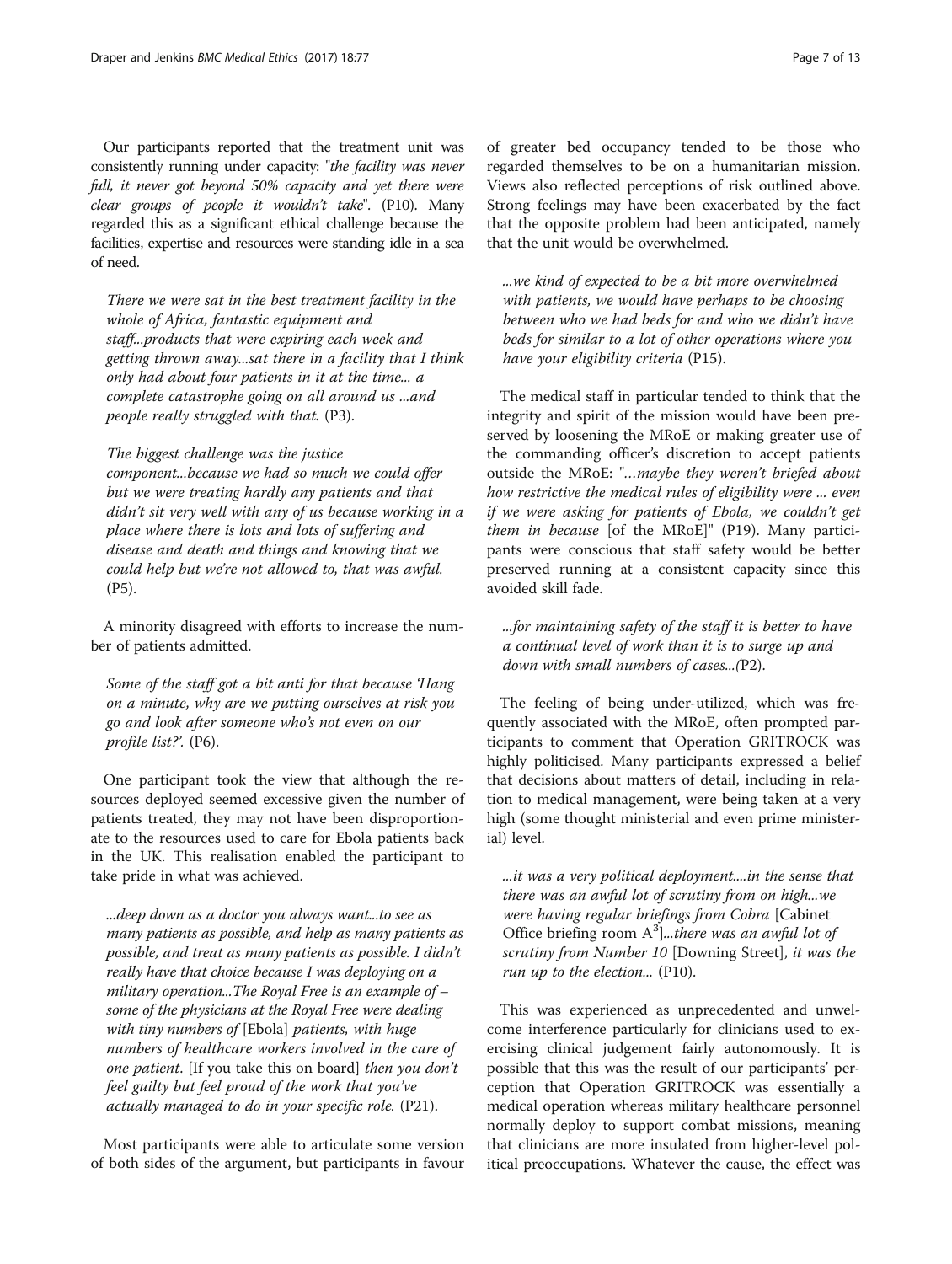Our participants reported that the treatment unit was consistently running under capacity: "*the facility was never full, it never got beyond 50% capacity and yet there were clear groups of people it wouldn't take*". (P10). Many regarded this as a significant ethical challenge because the facilities, expertise and resources were standing idle in a sea of need.

> *There we were sat in the best treatment facility in the whole of Africa, fantastic equipment and staff...products that were expiring each week and getting thrown away...sat there in a facility that I think only had about four patients in it at the time... a complete catastrophe going on all around us ...and people really struggled with that.* (P3).

> *The biggest challenge was the justice component...because we had so much we could offer but we were treating hardly any patients and that didn't sit very well with any of us because working in a place where there is lots and lots of suffering and disease and death and things and knowing that we could help but we're not allowed to, that was awful.* (P5).

A minority disagreed with efforts to increase the number of patients admitted.

> *Some of the staff got a bit anti for that because 'Hang on a minute, why are we putting ourselves at risk you go and look after someone who's not even on our profile list?'.* (P6).

One participant took the view that although the resources deployed seemed excessive given the number of patients treated, they may not have been disproportionate to the resources used to care for Ebola patients back in the UK. This realisation enabled the participant to take pride in what was achieved.

> *...deep down as a doctor you always want...to see as many patients as possible, and help as many patients as possible, and treat as many patients as possible. I didn't really have that choice because I was deploying on a military operation...The Royal Free is an example of – some of the physicians at the Royal Free were dealing with tiny numbers of* [Ebola] *patients, with huge numbers of healthcare workers involved in the care of one patient.* [If you take this on board] *then you don't feel guilty but feel proud of the work that you've actually managed to do in your specific role.* (P21).

Most participants were able to articulate some version of both sides of the argument, but participants in favour of greater bed occupancy tended to be those who regarded themselves to be on a humanitarian mission. Views also reflected perceptions of risk outlined above. Strong feelings may have been exacerbated by the fact that the opposite problem had been anticipated, namely that the unit would be overwhelmed.

> *...we kind of expected to be a bit more overwhelmed with patients, we would have perhaps to be choosing between who we had beds for and who we didn't have beds for similar to a lot of other operations where you have your eligibility criteria* (P15).

The medical staff in particular tended to think that the integrity and spirit of the mission would have been preserved by loosening the MRoE or making greater use of the commanding officer's discretion to accept patients outside the MRoE: "*…maybe they weren't briefed about how restrictive the medical rules of eligibility were ... even if we were asking for patients of Ebola, we couldn't get them in because* [of the MRoE]" (P19). Many participants were conscious that staff safety would be better preserved running at a consistent capacity since this avoided skill fade.

> *...for maintaining safety of the staff it is better to have a continual level of work than it is to surge up and down with small numbers of cases...*(P2).

The feeling of being under-utilized, which was frequently associated with the MRoE, often prompted participants to comment that Operation GRITROCK was highly politicised. Many participants expressed a belief that decisions about matters of detail, including in relation to medical management, were being taken at a very high (some thought ministerial and even prime ministerial) level.

> *...it was a very political deployment....in the sense that there was an awful lot of scrutiny from on high...we were having regular briefings from Cobra* [Cabinet Office briefing room $A^3$]*...there was an awful lot of scrutiny from Number 10* [Downing Street], *it was the run up to the election...* (P10).

This was experienced as unprecedented and unwelcome interference particularly for clinicians used to exercising clinical judgement fairly autonomously. It is possible that this was the result of our participants' perception that Operation GRITROCK was essentially a medical operation whereas military healthcare personnel normally deploy to support combat missions, meaning that clinicians are more insulated from higher-level political preoccupations. Whatever the cause, the effect was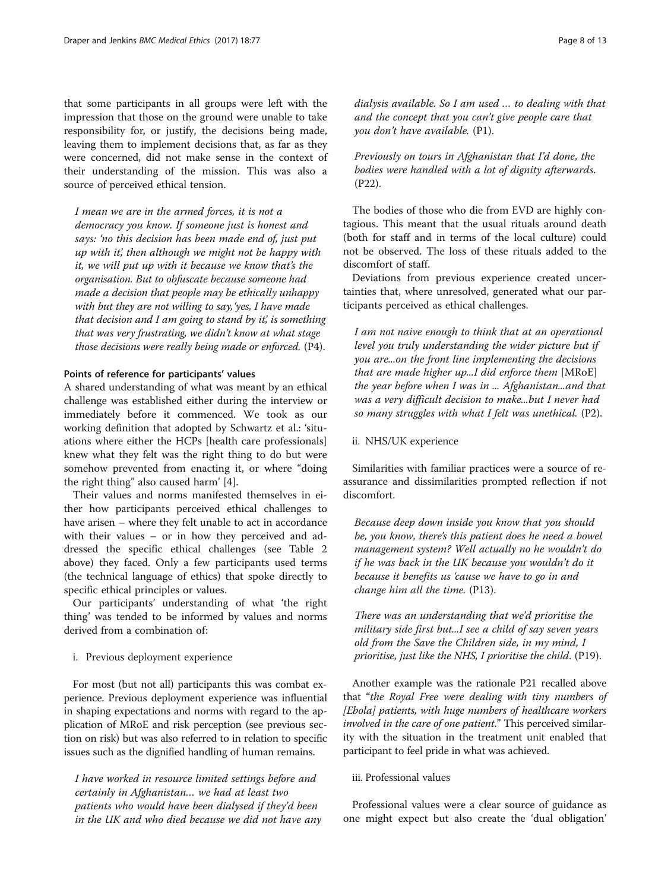that some participants in all groups were left with the impression that those on the ground were unable to take responsibility for, or justify, the decisions being made, leaving them to implement decisions that, as far as they were concerned, did not make sense in the context of their understanding of the mission. This was also a source of perceived ethical tension.

> *I mean we are in the armed forces, it is not a democracy you know. If someone just is honest and says: 'no this decision has been made end of, just put up with it,' then although we might not be happy with it, we will put up with it because we know that's the organisation. But to obfuscate because someone had made a decision that people may be ethically unhappy with but they are not willing to say,'yes, I have made that decision and I am going to stand by it,' is something that was very frustrating, we didn't know at what stage those decisions were really being made or enforced.* (P4).

#### Points of reference for participants' values

A shared understanding of what was meant by an ethical challenge was established either during the interview or immediately before it commenced. We took as our working definition that adopted by Schwartz et al.: 'situations where either the HCPs [health care professionals] knew what they felt was the right thing to do but were somehow prevented from enacting it, or where "doing the right thing" also caused harm' [4].

Their values and norms manifested themselves in either how participants perceived ethical challenges to have arisen – where they felt unable to act in accordance with their values – or in how they perceived and addressed the specific ethical challenges (see Table 2 above) they faced. Only a few participants used terms (the technical language of ethics) that spoke directly to specific ethical principles or values.

Our participants' understanding of what 'the right thing' was tended to be informed by values and norms derived from a combination of:

i. Previous deployment experience

For most (but not all) participants this was combat experience. Previous deployment experience was influential in shaping expectations and norms with regard to the application of MRoE and risk perception (see previous section on risk) but was also referred to in relation to specific issues such as the dignified handling of human remains.

> *I have worked in resource limited settings before and certainly in Afghanistan… we had at least two patients who would have been dialysed if they'd been in the UK and who died because we did not have any dialysis available. So I am used … to dealing with that and the concept that you can't give people care that you don't have available.* (P1).

> *Previously on tours in Afghanistan that I'd done, the bodies were handled with a lot of dignity afterwards.* (P22).

The bodies of those who die from EVD are highly contagious. This meant that the usual rituals around death (both for staff and in terms of the local culture) could not be observed. The loss of these rituals added to the discomfort of staff.

Deviations from previous experience created uncertainties that, where unresolved, generated what our participants perceived as ethical challenges.

> *I am not naive enough to think that at an operational level you truly understanding the wider picture but if you are...on the front line implementing the decisions that are made higher up...I did enforce them* [MRoE] *the year before when I was in ... Afghanistan...and that was a very difficult decision to make...but I never had so many struggles with what I felt was unethical.* (P2).

ii. NHS/UK experience

Similarities with familiar practices were a source of reassurance and dissimilarities prompted reflection if not discomfort.

> *Because deep down inside you know that you should be, you know, there's this patient does he need a bowel management system? Well actually no he wouldn't do if he was back in the UK because you wouldn't do it because it benefits us 'cause we have to go in and change him all the time.* (P13).

> *There was an understanding that we'd prioritise the military side first but...I see a child of say seven years old from the Save the Children side, in my mind, I prioritise, just like the NHS, I prioritise the child.* (P19).

Another example was the rationale P21 recalled above that "*the Royal Free were dealing with tiny numbers of [Ebola] patients, with huge numbers of healthcare workers involved in the care of one patient.*" This perceived similarity with the situation in the treatment unit enabled that participant to feel pride in what was achieved.

iii. Professional values

Professional values were a clear source of guidance as one might expect but also create the 'dual obligation'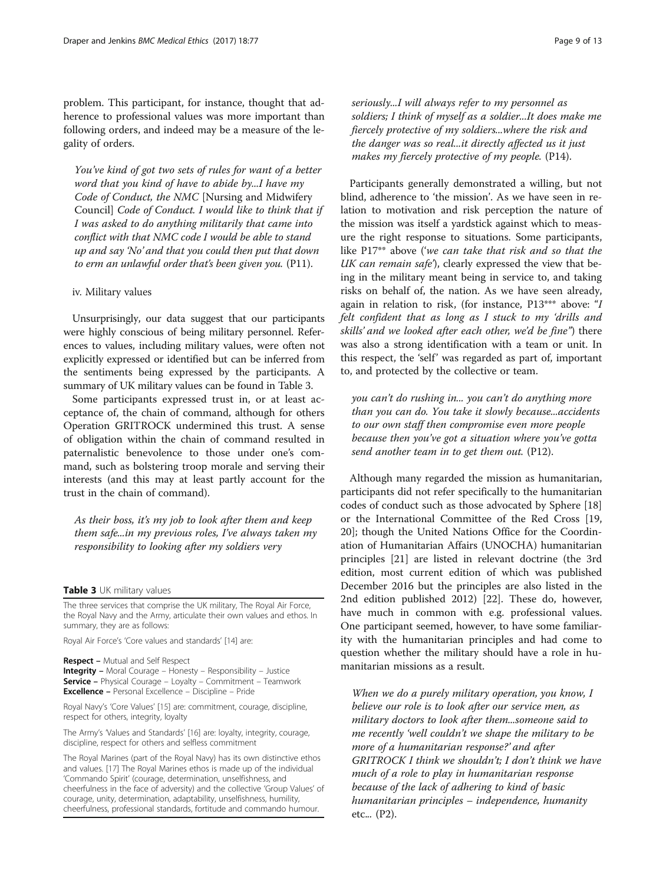problem. This participant, for instance, thought that adherence to professional values was more important than following orders, and indeed may be a measure of the legality of orders.

> *You've kind of got two sets of rules for want of a better word that you kind of have to abide by...I have my Code of Conduct, the NMC* [Nursing and Midwifery Council] *Code of Conduct. I would like to think that if I was asked to do anything militarily that came into conflict with that NMC code I would be able to stand up and say 'No' and that you could then put that down to erm an unlawful order that's been given you.* (P11).

iv. Military values

Unsurprisingly, our data suggest that our participants were highly conscious of being military personnel. References to values, including military values, were often not explicitly expressed or identified but can be inferred from the sentiments being expressed by the participants. A summary of UK military values can be found in Table 3.

Some participants expressed trust in, or at least acceptance of, the chain of command, although for others Operation GRITROCK undermined this trust. A sense of obligation within the chain of command resulted in paternalistic benevolence to those under one's command, such as bolstering troop morale and serving their interests (and this may at least partly account for the trust in the chain of command).

> *As their boss, it's my job to look after them and keep them safe...in my previous roles, I've always taken my responsibility to looking after my soldiers very seriously...I will always refer to my personnel as soldiers; I think of myself as a soldier...It does make me fiercely protective of my soldiers...where the risk and the danger was so real...it directly affected us it just makes my fiercely protective of my people.* (P14).

**Table 3** UK military values

The three services that comprise the UK military, The Royal Air Force, the Royal Navy and the Army, articulate their own values and ethos. In summary, they are as follows:

Royal Air Force's 'Core values and standards' [14] are:

**Respect –** Mutual and Self Respect
**Integrity –** Moral Courage – Honesty – Responsibility – Justice
**Service –** Physical Courage – Loyalty – Commitment – Teamwork
**Excellence –** Personal Excellence – Discipline – Pride

Royal Navy's 'Core Values' [15] are: commitment, courage, discipline, respect for others, integrity, loyalty

The Army's 'Values and Standards' [16] are: loyalty, integrity, courage, discipline, respect for others and selfless commitment

The Royal Marines (part of the Royal Navy) has its own distinctive ethos and values. [17] The Royal Marines ethos is made up of the individual 'Commando Spirit' (courage, determination, unselfishness, and cheerfulness in the face of adversity) and the collective 'Group Values' of courage, unity, determination, adaptability, unselfishness, humility, cheerfulness, professional standards, fortitude and commando humour.

Participants generally demonstrated a willing, but not blind, adherence to 'the mission'. As we have seen in relation to motivation and risk perception the nature of the mission was itself a yardstick against which to measure the right response to situations. Some participants, like P17** above ('*we can take that risk and so that the UK can remain safe*'), clearly expressed the view that being in the military meant being in service to, and taking risks on behalf of, the nation. As we have seen already, again in relation to risk, (for instance, P13*** above: "*I felt confident that as long as I stuck to my 'drills and skills' and we looked after each other, we'd be fine"*) there was also a strong identification with a team or unit. In this respect, the 'self' was regarded as part of, important to, and protected by the collective or team.

> *you can't do rushing in... you can't do anything more than you can do. You take it slowly because...accidents to our own staff then compromise even more people because then you've got a situation where you've gotta send another team in to get them out.* (P12).

Although many regarded the mission as humanitarian, participants did not refer specifically to the humanitarian codes of conduct such as those advocated by Sphere [18] or the International Committee of the Red Cross [19, 20]; though the United Nations Office for the Coordination of Humanitarian Affairs (UNOCHA) humanitarian principles [21] are listed in relevant doctrine (the 3rd edition, most current edition of which was published December 2016 but the principles are also listed in the 2nd edition published 2012) [22]. These do, however, have much in common with e.g. professional values. One participant seemed, however, to have some familiarity with the humanitarian principles and had come to question whether the military should have a role in humanitarian missions as a result.

> *When we do a purely military operation, you know, I believe our role is to look after our service men, as military doctors to look after them...someone said to me recently 'well couldn't we shape the military to be more of a humanitarian response?' and after GRITROCK I think we shouldn't; I don't think we have much of a role to play in humanitarian response because of the lack of adhering to kind of basic humanitarian principles – independence, humanity etc...* (P2).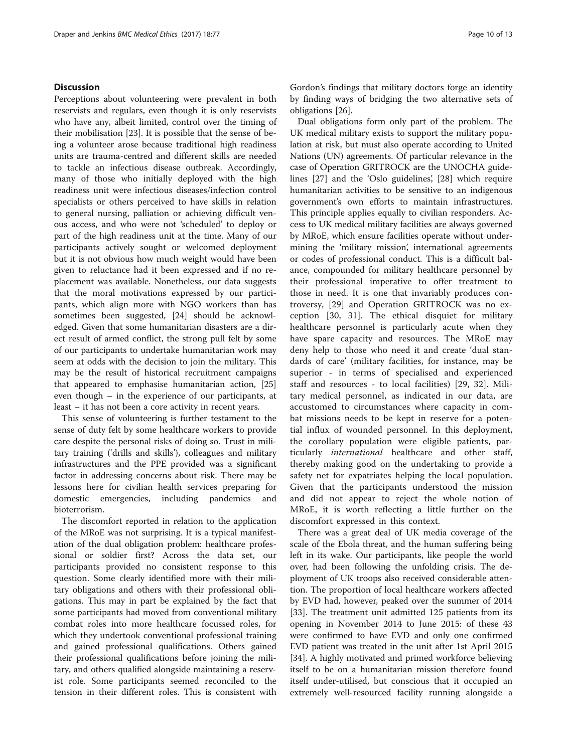## Discussion

Perceptions about volunteering were prevalent in both reservists and regulars, even though it is only reservists who have any, albeit limited, control over the timing of their mobilisation [23]. It is possible that the sense of being a volunteer arose because traditional high readiness units are trauma-centred and different skills are needed to tackle an infectious disease outbreak. Accordingly, many of those who initially deployed with the high readiness unit were infectious diseases/infection control specialists or others perceived to have skills in relation to general nursing, palliation or achieving difficult venous access, and who were not 'scheduled' to deploy or part of the high readiness unit at the time. Many of our participants actively sought or welcomed deployment but it is not obvious how much weight would have been given to reluctance had it been expressed and if no replacement was available. Nonetheless, our data suggests that the moral motivations expressed by our participants, which align more with NGO workers than has sometimes been suggested, [24] should be acknowledged. Given that some humanitarian disasters are a direct result of armed conflict, the strong pull felt by some of our participants to undertake humanitarian work may seem at odds with the decision to join the military. This may be the result of historical recruitment campaigns that appeared to emphasise humanitarian action, [25] even though – in the experience of our participants, at least – it has not been a core activity in recent years.

This sense of volunteering is further testament to the sense of duty felt by some healthcare workers to provide care despite the personal risks of doing so. Trust in military training ('drills and skills'), colleagues and military infrastructures and the PPE provided was a significant factor in addressing concerns about risk. There may be lessons here for civilian health services preparing for domestic emergencies, including pandemics and bioterrorism.

The discomfort reported in relation to the application of the MRoE was not surprising. It is a typical manifestation of the dual obligation problem: healthcare professional or soldier first? Across the data set, our participants provided no consistent response to this question. Some clearly identified more with their military obligations and others with their professional obligations. This may in part be explained by the fact that some participants had moved from conventional military combat roles into more healthcare focussed roles, for which they undertook conventional professional training and gained professional qualifications. Others gained their professional qualifications before joining the military, and others qualified alongside maintaining a reservist role. Some participants seemed reconciled to the tension in their different roles. This is consistent with Gordon's findings that military doctors forge an identity by finding ways of bridging the two alternative sets of obligations [26].

Dual obligations form only part of the problem. The UK medical military exists to support the military population at risk, but must also operate according to United Nations (UN) agreements. Of particular relevance in the case of Operation GRITROCK are the UNOCHA guidelines [27] and the 'Oslo guidelines', [28] which require humanitarian activities to be sensitive to an indigenous government's own efforts to maintain infrastructures. This principle applies equally to civilian responders. Access to UK medical military facilities are always governed by MRoE, which ensure facilities operate without undermining the 'military mission', international agreements or codes of professional conduct. This is a difficult balance, compounded for military healthcare personnel by their professional imperative to offer treatment to those in need. It is one that invariably produces controversy, [29] and Operation GRITROCK was no exception [30, 31]. The ethical disquiet for military healthcare personnel is particularly acute when they have spare capacity and resources. The MRoE may deny help to those who need it and create 'dual standards of care' (military facilities, for instance, may be superior - in terms of specialised and experienced staff and resources - to local facilities) [29, 32]. Military medical personnel, as indicated in our data, are accustomed to circumstances where capacity in combat missions needs to be kept in reserve for a potential influx of wounded personnel. In this deployment, the corollary population were eligible patients, particularly *international* healthcare and other staff, thereby making good on the undertaking to provide a safety net for expatriates helping the local population. Given that the participants understood the mission and did not appear to reject the whole notion of MRoE, it is worth reflecting a little further on the discomfort expressed in this context.

There was a great deal of UK media coverage of the scale of the Ebola threat, and the human suffering being left in its wake. Our participants, like people the world over, had been following the unfolding crisis. The deployment of UK troops also received considerable attention. The proportion of local healthcare workers affected by EVD had, however, peaked over the summer of 2014 [33]. The treatment unit admitted 125 patients from its opening in November 2014 to June 2015: of these 43 were confirmed to have EVD and only one confirmed EVD patient was treated in the unit after 1st April 2015 [34]. A highly motivated and primed workforce believing itself to be on a humanitarian mission therefore found itself under-utilised, but conscious that it occupied an extremely well-resourced facility running alongside a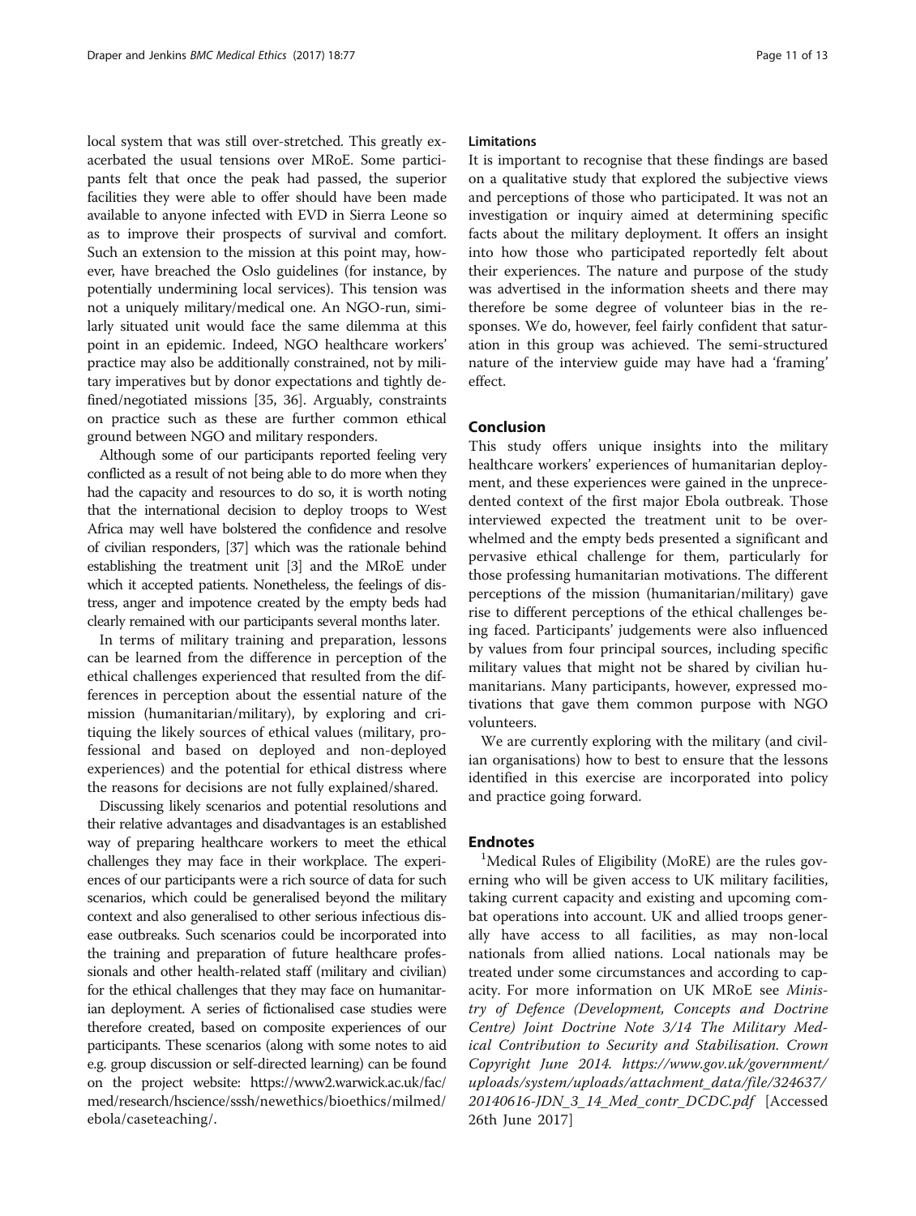local system that was still over-stretched. This greatly exacerbated the usual tensions over MRoE. Some participants felt that once the peak had passed, the superior facilities they were able to offer should have been made available to anyone infected with EVD in Sierra Leone so as to improve their prospects of survival and comfort. Such an extension to the mission at this point may, however, have breached the Oslo guidelines (for instance, by potentially undermining local services). This tension was not a uniquely military/medical one. An NGO-run, similarly situated unit would face the same dilemma at this point in an epidemic. Indeed, NGO healthcare workers' practice may also be additionally constrained, not by military imperatives but by donor expectations and tightly defined/negotiated missions [35, 36]. Arguably, constraints on practice such as these are further common ethical ground between NGO and military responders.

Although some of our participants reported feeling very conflicted as a result of not being able to do more when they had the capacity and resources to do so, it is worth noting that the international decision to deploy troops to West Africa may well have bolstered the confidence and resolve of civilian responders, [37] which was the rationale behind establishing the treatment unit [3] and the MRoE under which it accepted patients. Nonetheless, the feelings of distress, anger and impotence created by the empty beds had clearly remained with our participants several months later.

In terms of military training and preparation, lessons can be learned from the difference in perception of the ethical challenges experienced that resulted from the differences in perception about the essential nature of the mission (humanitarian/military), by exploring and critiquing the likely sources of ethical values (military, professional and based on deployed and non-deployed experiences) and the potential for ethical distress where the reasons for decisions are not fully explained/shared.

Discussing likely scenarios and potential resolutions and their relative advantages and disadvantages is an established way of preparing healthcare workers to meet the ethical challenges they may face in their workplace. The experiences of our participants were a rich source of data for such scenarios, which could be generalised beyond the military context and also generalised to other serious infectious disease outbreaks. Such scenarios could be incorporated into the training and preparation of future healthcare professionals and other health-related staff (military and civilian) for the ethical challenges that they may face on humanitarian deployment. A series of fictionalised case studies were therefore created, based on composite experiences of our participants. These scenarios (along with some notes to aid e.g. group discussion or self-directed learning) can be found on the project website: https://www2.warwick.ac.uk/fac/med/research/hscience/sssh/newethics/bioethics/milmed/ebola/caseteaching/.

### Limitations

It is important to recognise that these findings are based on a qualitative study that explored the subjective views and perceptions of those who participated. It was not an investigation or inquiry aimed at determining specific facts about the military deployment. It offers an insight into how those who participated reportedly felt about their experiences. The nature and purpose of the study was advertised in the information sheets and there may therefore be some degree of volunteer bias in the responses. We do, however, feel fairly confident that saturation in this group was achieved. The semi-structured nature of the interview guide may have had a 'framing' effect.

## Conclusion

This study offers unique insights into the military healthcare workers' experiences of humanitarian deployment, and these experiences were gained in the unprecedented context of the first major Ebola outbreak. Those interviewed expected the treatment unit to be overwhelmed and the empty beds presented a significant and pervasive ethical challenge for them, particularly for those professing humanitarian motivations. The different perceptions of the mission (humanitarian/military) gave rise to different perceptions of the ethical challenges being faced. Participants' judgements were also influenced by values from four principal sources, including specific military values that might not be shared by civilian humanitarians. Many participants, however, expressed motivations that gave them common purpose with NGO volunteers.

We are currently exploring with the military (and civilian organisations) how to best to ensure that the lessons identified in this exercise are incorporated into policy and practice going forward.

## Endnotes

[1]Medical Rules of Eligibility (MoRE) are the rules governing who will be given access to UK military facilities, taking current capacity and existing and upcoming combat operations into account. UK and allied troops generally have access to all facilities, as may non-local nationals from allied nations. Local nationals may be treated under some circumstances and according to capacity. For more information on UK MRoE see *Ministry of Defence (Development, Concepts and Doctrine Centre) Joint Doctrine Note 3/14 The Military Medical Contribution to Security and Stabilisation. Crown Copyright June 2014. https://www.gov.uk/government/uploads/system/uploads/attachment_data/file/324637/20140616-JDN_3_14_Med_contr_DCDC.pdf* [Accessed 26th June 2017]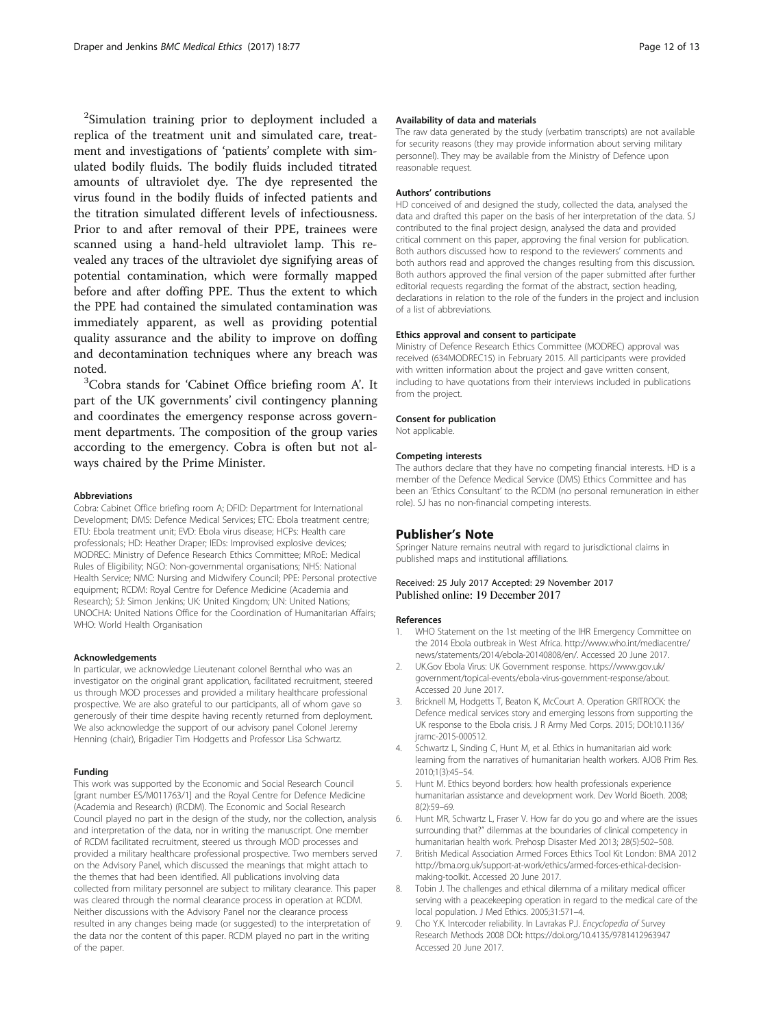[2]Simulation training prior to deployment included a replica of the treatment unit and simulated care, treatment and investigations of 'patients' complete with simulated bodily fluids. The bodily fluids included titrated amounts of ultraviolet dye. The dye represented the virus found in the bodily fluids of infected patients and the titration simulated different levels of infectiousness. Prior to and after removal of their PPE, trainees were scanned using a hand-held ultraviolet lamp. This revealed any traces of the ultraviolet dye signifying areas of potential contamination, which were formally mapped before and after doffing PPE. Thus the extent to which the PPE had contained the simulated contamination was immediately apparent, as well as providing potential quality assurance and the ability to improve on doffing and decontamination techniques where any breach was noted.

[3]Cobra stands for 'Cabinet Office briefing room A'. It part of the UK governments' civil contingency planning and coordinates the emergency response across government departments. The composition of the group varies according to the emergency. Cobra is often but not always chaired by the Prime Minister.

#### Abbreviations

Cobra: Cabinet Office briefing room A; DFID: Department for International Development; DMS: Defence Medical Services; ETC: Ebola treatment centre; ETU: Ebola treatment unit; EVD: Ebola virus disease; HCPs: Health care professionals; HD: Heather Draper; IEDs: Improvised explosive devices; MODREC: Ministry of Defence Research Ethics Committee; MRoE: Medical Rules of Eligibility; NGO: Non-governmental organisations; NHS: National Health Service; NMC: Nursing and Midwifery Council; PPE: Personal protective equipment; RCDM: Royal Centre for Defence Medicine (Academia and Research); SJ: Simon Jenkins; UK: United Kingdom; UN: United Nations; UNOCHA: United Nations Office for the Coordination of Humanitarian Affairs; WHO: World Health Organisation

#### Acknowledgements

In particular, we acknowledge Lieutenant colonel Bernthal who was an investigator on the original grant application, facilitated recruitment, steered us through MOD processes and provided a military healthcare professional prospective. We are also grateful to our participants, all of whom gave so generously of their time despite having recently returned from deployment. We also acknowledge the support of our advisory panel Colonel Jeremy Henning (chair), Brigadier Tim Hodgetts and Professor Lisa Schwartz.

#### Funding

This work was supported by the Economic and Social Research Council [grant number ES/M011763/1] and the Royal Centre for Defence Medicine (Academia and Research) (RCDM). The Economic and Social Research Council played no part in the design of the study, nor the collection, analysis and interpretation of the data, nor in writing the manuscript. One member of RCDM facilitated recruitment, steered us through MOD processes and provided a military healthcare professional prospective. Two members served on the Advisory Panel, which discussed the meanings that might attach to the themes that had been identified. All publications involving data collected from military personnel are subject to military clearance. This paper was cleared through the normal clearance process in operation at RCDM. Neither discussions with the Advisory Panel nor the clearance process resulted in any changes being made (or suggested) to the interpretation of the data nor the content of this paper. RCDM played no part in the writing of the paper.

#### Availability of data and materials

The raw data generated by the study (verbatim transcripts) are not available for security reasons (they may provide information about serving military personnel). They may be available from the Ministry of Defence upon reasonable request.

#### Authors' contributions

HD conceived of and designed the study, collected the data, analysed the data and drafted this paper on the basis of her interpretation of the data. SJ contributed to the final project design, analysed the data and provided critical comment on this paper, approving the final version for publication. Both authors discussed how to respond to the reviewers' comments and both authors read and approved the changes resulting from this discussion. Both authors approved the final version of the paper submitted after further editorial requests regarding the format of the abstract, section heading, declarations in relation to the role of the funders in the project and inclusion of a list of abbreviations.

#### Ethics approval and consent to participate

Ministry of Defence Research Ethics Committee (MODREC) approval was received (634MODREC15) in February 2015. All participants were provided with written information about the project and gave written consent, including to have quotations from their interviews included in publications from the project.

#### Consent for publication

Not applicable.

#### Competing interests

The authors declare that they have no competing financial interests. HD is a member of the Defence Medical Service (DMS) Ethics Committee and has been an 'Ethics Consultant' to the RCDM (no personal remuneration in either role). SJ has no non-financial competing interests.

## Publisher's Note

Springer Nature remains neutral with regard to jurisdictional claims in published maps and institutional affiliations.

Received: 25 July 2017 Accepted: 29 November 2017
Published online: 19 December 2017

#### References

1. WHO Statement on the 1st meeting of the IHR Emergency Committee on the 2014 Ebola outbreak in West Africa. http://www.who.int/mediacentre/news/statements/2014/ebola-20140808/en/. Accessed 20 June 2017.
2. UK.Gov Ebola Virus: UK Government response. https://www.gov.uk/government/topical-events/ebola-virus-government-response/about. Accessed 20 June 2017.
3. Bricknell M, Hodgetts T, Beaton K, McCourt A. Operation GRITROCK: the Defence medical services story and emerging lessons from supporting the UK response to the Ebola crisis. J R Army Med Corps. 2015; DOI:10.1136/jramc-2015-000512.
4. Schwartz L, Sinding C, Hunt M, et al. Ethics in humanitarian aid work: learning from the narratives of humanitarian health workers. AJOB Prim Res. 2010;1(3):45–54.
5. Hunt M. Ethics beyond borders: how health professionals experience humanitarian assistance and development work. Dev World Bioeth. 2008; 8(2):59–69.
6. Hunt MR, Schwartz L, Fraser V. How far do you go and where are the issues surrounding that?" dilemmas at the boundaries of clinical competency in humanitarian health work. Prehosp Disaster Med 2013; 28(5):502–508.
7. British Medical Association Armed Forces Ethics Tool Kit London: BMA 2012 http://bma.org.uk/support-at-work/ethics/armed-forces-ethical-decision-making-toolkit. Accessed 20 June 2017.
8. Tobin J. The challenges and ethical dilemma of a military medical officer serving with a peacekeeping operation in regard to the medical care of the local population. J Med Ethics. 2005;31:571–4.
9. Cho Y.K. Intercoder reliability. In Lavrakas P.J. *Encyclopedia of* Survey Research Methods 2008 DOI: https://doi.org/10.4135/9781412963947 Accessed 20 June 2017.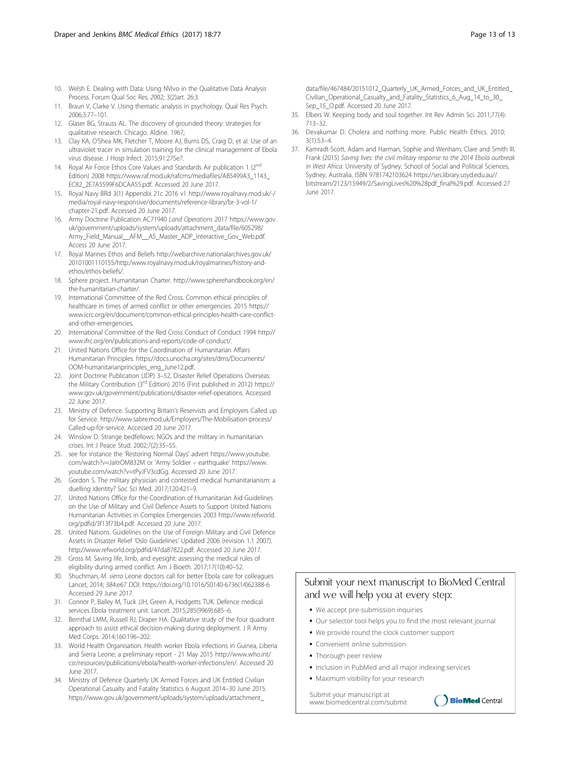10. Welsh E. Dealing with Data: Using NVivo in the Qualitative Data Analysis Process. Forum Qual Soc Res. 2002; 3(2)art. 26:3.
11. Braun V, Clarke V. Using thematic analysis in psychology. Qual Res Psych. 2006;3:77–101.
12. Glaser BG, Strauss AL. The discovery of grounded theory: strategies for qualitative research. Chicago. Aldine. 1967;
13. Clay KA, O'Shea MK, Fletcher T, Moore AJ, Burns DS, Craig D, et al. Use of an ultraviolet tracer in simulation training for the clinical management of Ebola virus disease. J Hosp Infect. 2015;91:275e7.
14. Royal Air Force Ethos Core Values and Standards Air publication 1 (2nd Edition) 2008 https://www.raf.mod.uk/rafcms/mediafiles/AB5499A3_1143_EC82_2E7A5599F6DCAA55.pdf. Accessed 20 June 2017.
15. Royal Navy BRd 3(1) Appendix 21c 2016 v1 http://www.royalnavy.mod.uk/-/media/royal-navy-responsive/documents/reference-library/br-3-vol-1/chapter-21.pdf. Accessed 20 June 2017.
16. Army Doctrine Publication AC71940 *Land Operations* 2017 https://www.gov.uk/government/uploads/system/uploads/attachment_data/file/605298/Army_Field_Manual__AFM__A5_Master_ADP_Interactive_Gov_Web.pdf. Access 20 June 2017.
17. Royal Marines Ethos and Beliefs http://webarchive.nationalarchives.gov.uk/20101001110155/http:/www.royalnavy.mod.uk/royalmarines/history-and-ethos/ethos-beliefs/.
18. Sphere project. Humanitarian Charter. http://www.spherehandbook.org/en/the-humanitarian-charter/.
19. International Committee of the Red Cross. Common ethical principles of healthcare in times of armed conflict or other emergencies. 2015 https://www.icrc.org/en/document/common-ethical-principles-health-care-conflict-and-other-emergencies.
20. International Committee of the Red Cross Conduct of Conduct 1994 http://www.ifrc.org/en/publications-and-reports/code-of-conduct/.
21. United Nations Office for the Coordination of Humanitarian Affairs Humanitarian Principles. https://docs.unocha.org/sites/dms/Documents/OOM-humanitarianprinciples_eng_June12.pdf.
22. Joint Doctrine Publication (JDP) 3–52, Disaster Relief Operations Overseas: the Military Contribution (3rd Edition) 2016 (First published in 2012) https://www.gov.uk/government/publications/disaster-relief-operations. Accessed 22 June 2017.
23. Ministry of Defence. Supporting Britain's Reservists and Employers Called up for Service. http://www.sabre.mod.uk/Employers/The-Mobilisation-process/Called-up-for-service. Accessed 20 June 2017.
24. Winslow D. Strange bedfellows: NGOs and the military in humanitarian crises. Int J Peace Stud. 2002;7(2):35–55.
25. see for instance the 'Restoring Normal Days' advert https://www.youtube.com/watch?v=JaitrOM832M or 'Army Soldier – earthquake' https://www.youtube.com/watch?v=tPyJFV3cdGg. Accessed 20 June 2017.
26. Gordon S. The military physician and contested medical humanitarianism: a duelling identity? Soc Sci Med. 2017;120:421–9.
27. United Nations Office for the Coordination of Humanitarian Aid Guidelines on the Use of Military and Civil Defence Assets to Support United Nations Humanitarian Activities in Complex Emergencies 2003 http://www.refworld.org/pdfid/3f13f73b4.pdf. Accessed 20 June 2017.
28. United Nations. Guidelines on the Use of Foreign Military and Civil Defence Assets in Disaster Relief 'Oslo Guidelines' Updated 2006 (revision 1.1 2007). http://www.refworld.org/pdfid/47da87822.pdf. Accessed 20 June 2017.
29. Gross M. Saving life, limb, and eyesight: assessing the medical rules of eligibility during armed conflict. Am J Bioeth. 2017;17(10):40–52.
30. Shuchman, *M. sierra* Leone doctors call for better Ebola care for colleagues Lancet, 2014; 384:e67 DOI: https://doi.org/10.1016/S0140-6736(14)62388-6 Accessed 29 June 2017.
31. Connor P, Bailey M, Tuck JJH, Green A, Hodgetts TUK. Defence medical services Ebola treatment unit. Lancet. 2015;285(9969):685–6.
32. Bernthal LMM, Russell RJ, Draper HA. Qualitative study of the four quadrant approach to assist ethical decision-making during deployment. J R Army Med Corps. 2014;160:196–202.
33. World Health Organisation. Health worker Ebola infections in Guinea, Liberia and Sierra Leone: a preliminary report - 21 May 2015 http://www.who.int/csr/resources/publications/ebola/health-worker-infections/en/. Accessed 20 June 2017.
34. Ministry of Defence Quarterly UK Armed Forces and UK Entitled Civilian Operational Casualty and Fatality Statistics 6 August 2014–30 June 2015. https://www.gov.uk/government/uploads/system/uploads/attachment_data/file/467484/20151012_Quarterly_UK_Armed_Forces_and_UK_Entitled_Civilian_Operational_Casualty_and_Fatality_Statistics_6_Aug_14_to_30_Sep_15_O.pdf. Accessed 20 June 2017.
35. Elbers W. Keeping body and soul together. Int Rev Admin Sci. 2011;77(4):713–32.
36. Devakumar D. Cholera and nothing more. Public Health Ethics. 2010;3(1):53–4.
37. Kamradt-Scott, Adam and Harman, Sophie and Wenham, Clare and Smith III, Frank (2015) *Saving lives: the civil military response to the 2014 Ebola outbreak in West Africa.* University of Sydney, School of Social and Political Sciences, Sydney, Australia. ISBN 9781742103624 https://ses.library.usyd.edu.au//bitstream/2123/15949/2/SavingLives%20%28pdf_final%29.pdf. Accessed 27 June 2017.

Submit your next manuscript to BioMed Central and we will help you at every step:

- We accept pre-submission inquiries
- Our selector tool helps you to find the most relevant journal
- We provide round the clock customer support
- Convenient online submission
- Thorough peer review
- Inclusion in PubMed and all major indexing services
- Maximum visibility for your research

Submit your manuscript at www.biomedcentral.com/submit

BioMed Central